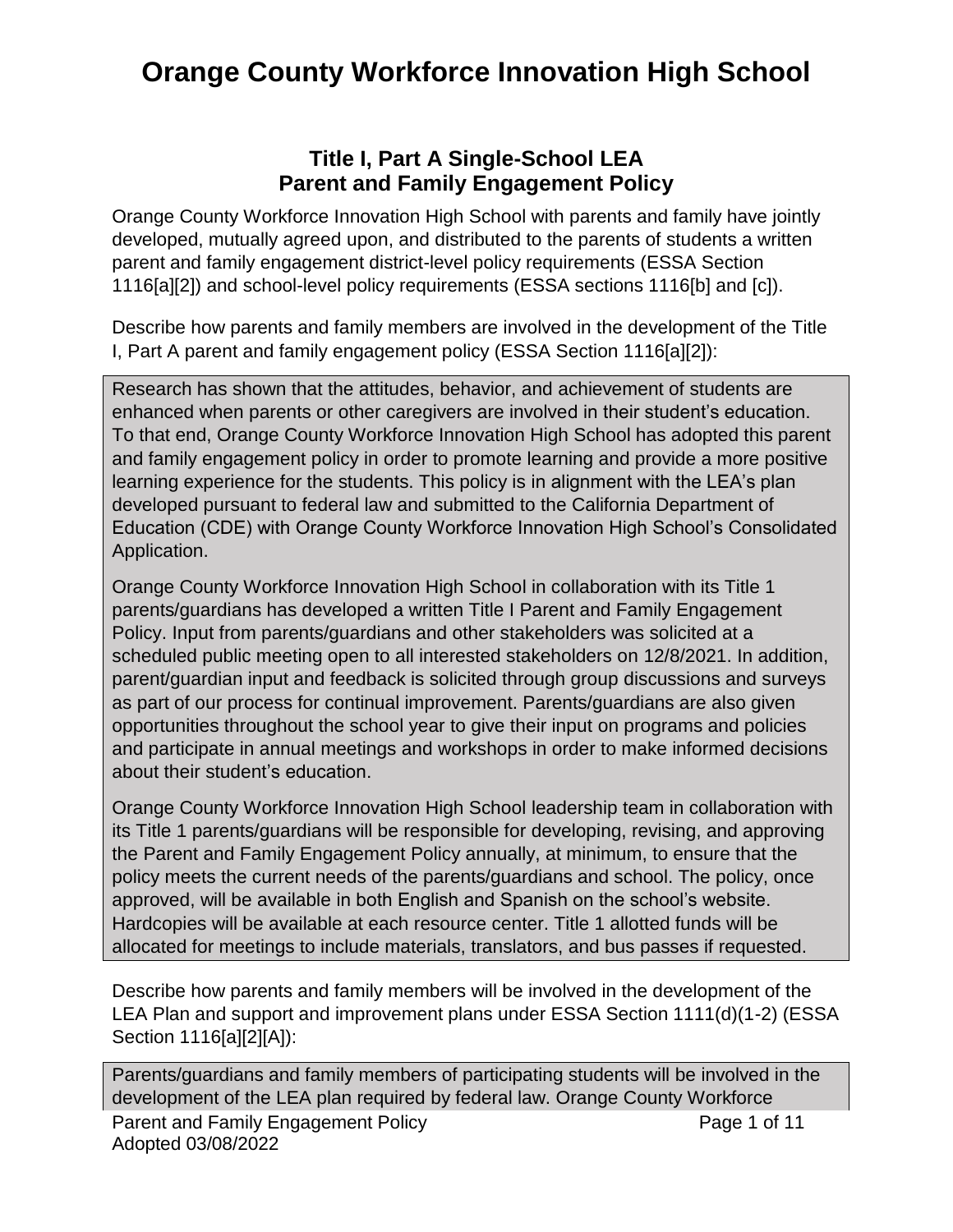# Orange County Workforce Innovation High School

## Title I, Part A Single-School LEA Parent and Family Engagement Policy

Orange County Workforce Innovation High School with parents and family have jointly developed, mutually agreed upon, and distributed to the parents of students a written parent and family engagement district-level policy requirements (ESSA Section 1116[a][2]) and school-level policy requirements (ESSA sections 1116[b] and [c]).

Describe how parents and family members are involved in the development of the Title I, Part A parent and family engagement policy (ESSA Section 1116[a][2]):

Research has shown that the attitudes, behavior, and achievement of students are enhanced when parents or other caregivers are involved in their student's education. To that end, Orange County Workforce Innovation High School has adopted this parent and family engagement policy in order to promote learning and provide a more positive learning experience for the students. This policy is in alignment with the LEA's plan developed pursuant to federal law and submitted to the California Department of Education (CDE) with Orange County Workforce Innovation High School's Consolidated Application.

Orange County Workforce Innovation High School in collaboration with its Title 1 parents/guardians has developed a written Title I Parent and Family Engagement Policy. Input from parents/guardians and other stakeholders was solicited at a scheduled public meeting open to all interested stakeholders on 12/8/2021. In addition, parent/guardian input and feedback is solicited through group discussions and surveys as part of our process for continual improvement. Parents/guardians are also given opportunities throughout the school year to give their input on programs and policies and participate in annual meetings and workshops in order to make informed decisions about their student's education.

Orange County Workforce Innovation High School leadership team in collaboration with its Title 1 parents/guardians will be responsible for developing, revising, and approving the Parent and Family Engagement Policy annually, at minimum, to ensure that the policy meets the current needs of the parents/guardians and school. The policy, once approved, will be available in both English and Spanish on the school's website. Hardcopies will be available at each resource center. Title 1 allotted funds will be allocated for meetings to include materials, translators, and bus passes if requested.

Describe how parents and family members will be involved in the development of the LEA Plan and support and improvement plans under ESSA Section 1111(d)(1-2) (ESSA Section 1116[a][2][A]):

Parents/guardians and family members of participating students will be involved in the development of the LEA plan required by federal law. Orange County Workforce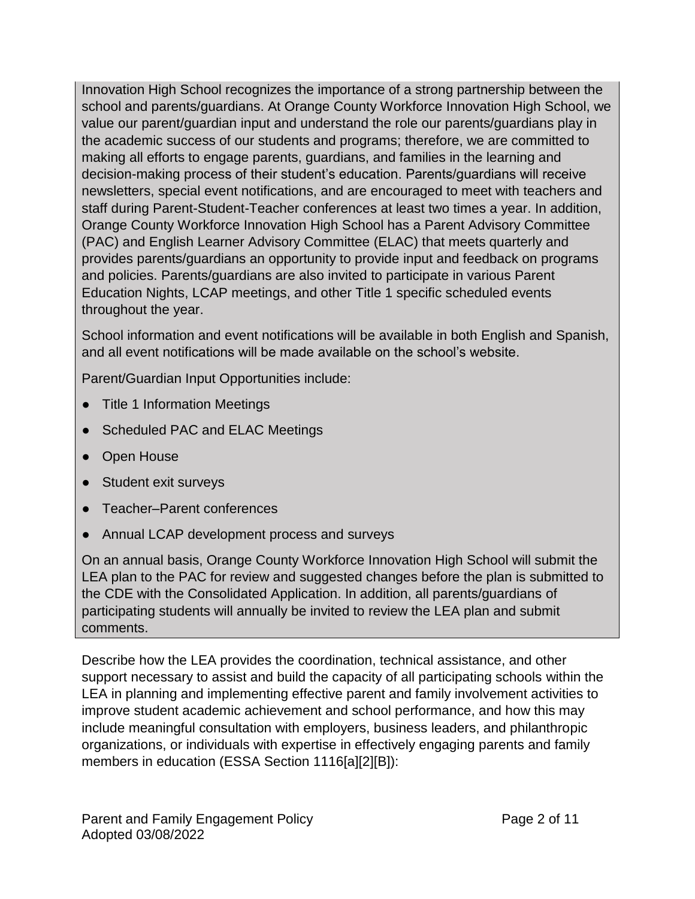Innovation High School recognizes the importance of a strong partnership between the school and parents/guardians. At Orange County Workforce Innovation High School, we value our parent/guardian input and understand the role our parents/guardians play in the academic success of our students and programs; therefore, we are committed to making all efforts to engage parents, guardians, and families in the learning and decision-making process of their student's education. Parents/guardians will receive newsletters, special event notifications, and are encouraged to meet with teachers and staff during Parent-Student-Teacher conferences at least two times a year. In addition, Orange County Workforce Innovation High School has a Parent Advisory Committee (PAC) and English Learner Advisory Committee (ELAC) that meets quarterly and provides parents/guardians an opportunity to provide input and feedback on programs and policies. Parents/guardians are also invited to participate in various Parent Education Nights, LCAP meetings, and other Title 1 specific scheduled events throughout the year.

School information and event notifications will be available in both English and Spanish, and all event notifications will be made available on the school's website.

Parent/Guardian Input Opportunities include:

- Title 1 Information Meetings
- Scheduled PAC and ELAC Meetings
- Open House
- Student exit surveys
- Teacher–Parent conferences
- Annual LCAP development process and surveys

On an annual basis, Orange County Workforce Innovation High School will submit the LEA plan to the PAC for review and suggested changes before the plan is submitted to the CDE with the Consolidated Application. In addition, all parents/guardians of participating students will annually be invited to review the LEA plan and submit comments.

Describe how the LEA provides the coordination, technical assistance, and other support necessary to assist and build the capacity of all participating schools within the LEA in planning and implementing effective parent and family involvement activities to improve student academic achievement and school performance, and how this may include meaningful consultation with employers, business leaders, and philanthropic organizations, or individuals with expertise in effectively engaging parents and family members in education (ESSA Section 1116[a][2][B]):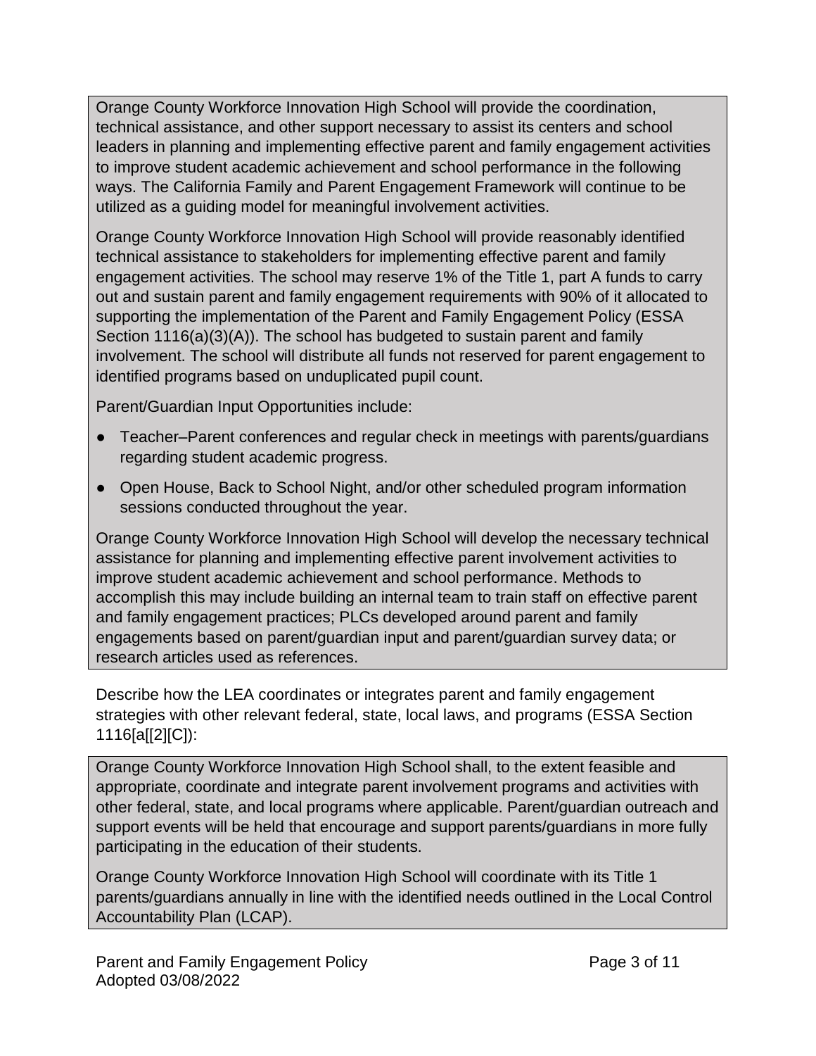Orange County Workforce Innovation High School will provide the coordination, technical assistance, and other support necessary to assist its centers and school leaders in planning and implementing effective parent and family engagement activities to improve student academic achievement and school performance in the following ways. The California Family and Parent Engagement Framework will continue to be utilized as a guiding model for meaningful involvement activities.

Orange County Workforce Innovation High School will provide reasonably identified technical assistance to stakeholders for implementing effective parent and family engagement activities. The school may reserve 1% of the Title 1, part A funds to carry out and sustain parent and family engagement requirements with 90% of it allocated to supporting the implementation of the Parent and Family Engagement Policy (ESSA Section 1116(a)(3)(A)). The school has budgeted to sustain parent and family involvement. The school will distribute all funds not reserved for parent engagement to identified programs based on unduplicated pupil count.

Parent/Guardian Input Opportunities include:

- Teacher–Parent conferences and regular check in meetings with parents/guardians regarding student academic progress.
- Open House, Back to School Night, and/or other scheduled program information sessions conducted throughout the year.

Orange County Workforce Innovation High School will develop the necessary technical assistance for planning and implementing effective parent involvement activities to improve student academic achievement and school performance. Methods to accomplish this may include building an internal team to train staff on effective parent and family engagement practices; PLCs developed around parent and family engagements based on parent/guardian input and parent/guardian survey data; or research articles used as references.

Describe how the LEA coordinates or integrates parent and family engagement strategies with other relevant federal, state, local laws, and programs (ESSA Section 1116[a[[2][C]):

Orange County Workforce Innovation High School shall, to the extent feasible and appropriate, coordinate and integrate parent involvement programs and activities with other federal, state, and local programs where applicable. Parent/guardian outreach and support events will be held that encourage and support parents/guardians in more fully participating in the education of their students.

Orange County Workforce Innovation High School will coordinate with its Title 1 parents/guardians annually in line with the identified needs outlined in the Local Control Accountability Plan (LCAP).

Parent and Family Engagement Policy
Adopted 03/08/2022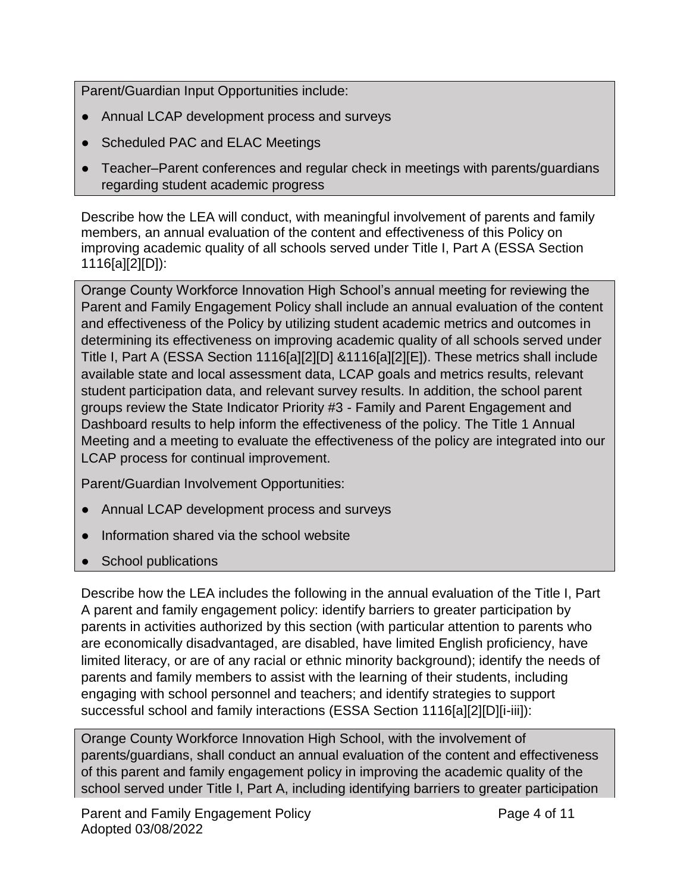Parent/Guardian Input Opportunities include:

- Annual LCAP development process and surveys
- Scheduled PAC and ELAC Meetings
- Teacher–Parent conferences and regular check in meetings with parents/guardians regarding student academic progress

Describe how the LEA will conduct, with meaningful involvement of parents and family members, an annual evaluation of the content and effectiveness of this Policy on improving academic quality of all schools served under Title I, Part A (ESSA Section 1116[a][2][D]):

Orange County Workforce Innovation High School's annual meeting for reviewing the Parent and Family Engagement Policy shall include an annual evaluation of the content and effectiveness of the Policy by utilizing student academic metrics and outcomes in determining its effectiveness on improving academic quality of all schools served under Title I, Part A (ESSA Section 1116[a][2][D] &1116[a][2][E]). These metrics shall include available state and local assessment data, LCAP goals and metrics results, relevant student participation data, and relevant survey results. In addition, the school parent groups review the State Indicator Priority #3 - Family and Parent Engagement and Dashboard results to help inform the effectiveness of the policy. The Title 1 Annual Meeting and a meeting to evaluate the effectiveness of the policy are integrated into our LCAP process for continual improvement.

Parent/Guardian Involvement Opportunities:

- Annual LCAP development process and surveys
- Information shared via the school website
- School publications

Describe how the LEA includes the following in the annual evaluation of the Title I, Part A parent and family engagement policy: identify barriers to greater participation by parents in activities authorized by this section (with particular attention to parents who are economically disadvantaged, are disabled, have limited English proficiency, have limited literacy, or are of any racial or ethnic minority background); identify the needs of parents and family members to assist with the learning of their students, including engaging with school personnel and teachers; and identify strategies to support successful school and family interactions (ESSA Section 1116[a][2][D][i-iii]):

Orange County Workforce Innovation High School, with the involvement of parents/guardians, shall conduct an annual evaluation of the content and effectiveness of this parent and family engagement policy in improving the academic quality of the school served under Title I, Part A, including identifying barriers to greater participation

Parent and Family Engagement Policy
Adopted 03/08/2022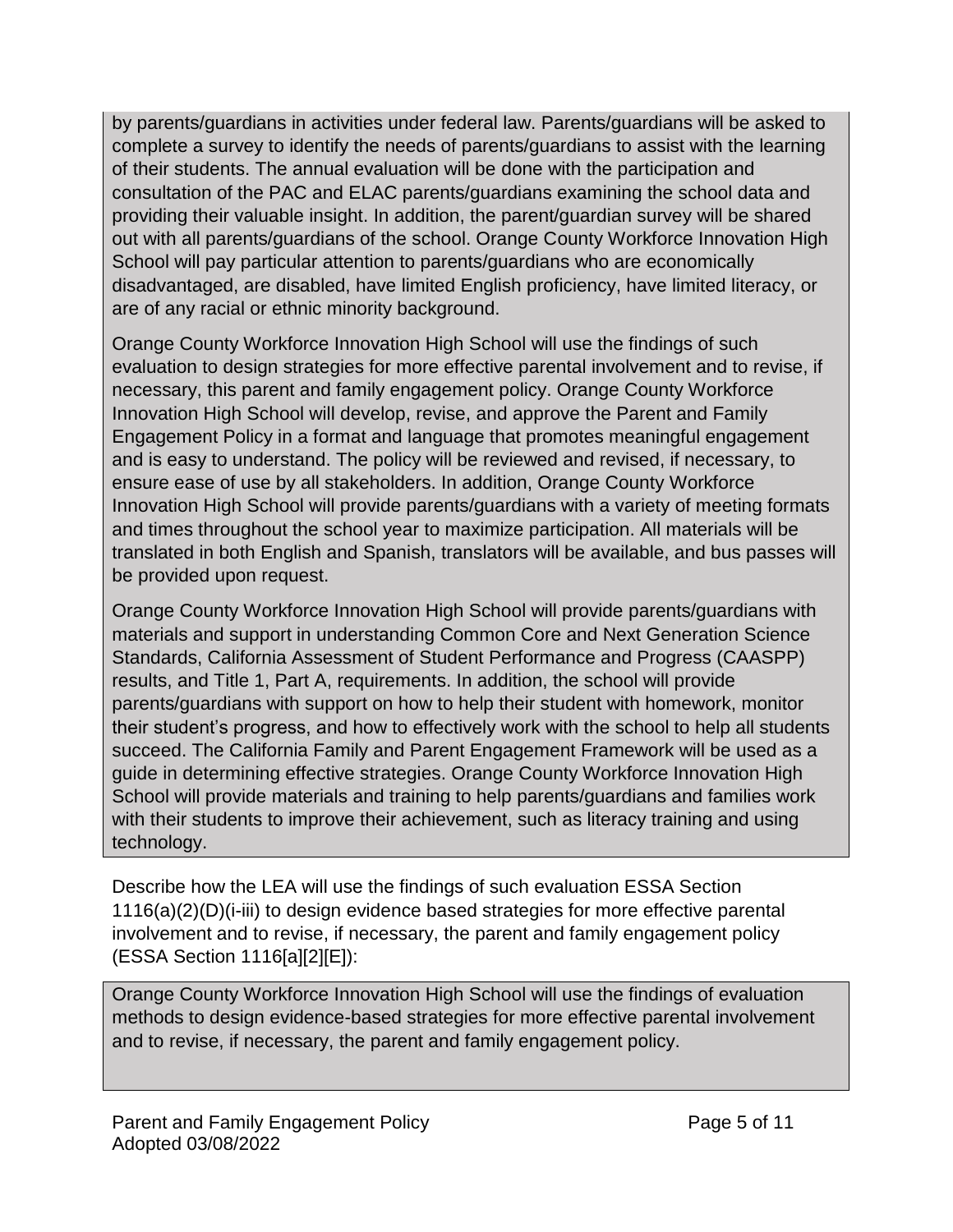by parents/guardians in activities under federal law. Parents/guardians will be asked to complete a survey to identify the needs of parents/guardians to assist with the learning of their students. The annual evaluation will be done with the participation and consultation of the PAC and ELAC parents/guardians examining the school data and providing their valuable insight. In addition, the parent/guardian survey will be shared out with all parents/guardians of the school. Orange County Workforce Innovation High School will pay particular attention to parents/guardians who are economically disadvantaged, are disabled, have limited English proficiency, have limited literacy, or are of any racial or ethnic minority background.

Orange County Workforce Innovation High School will use the findings of such evaluation to design strategies for more effective parental involvement and to revise, if necessary, this parent and family engagement policy. Orange County Workforce Innovation High School will develop, revise, and approve the Parent and Family Engagement Policy in a format and language that promotes meaningful engagement and is easy to understand. The policy will be reviewed and revised, if necessary, to ensure ease of use by all stakeholders. In addition, Orange County Workforce Innovation High School will provide parents/guardians with a variety of meeting formats and times throughout the school year to maximize participation. All materials will be translated in both English and Spanish, translators will be available, and bus passes will be provided upon request.

Orange County Workforce Innovation High School will provide parents/guardians with materials and support in understanding Common Core and Next Generation Science Standards, California Assessment of Student Performance and Progress (CAASPP) results, and Title 1, Part A, requirements. In addition, the school will provide parents/guardians with support on how to help their student with homework, monitor their student's progress, and how to effectively work with the school to help all students succeed. The California Family and Parent Engagement Framework will be used as a guide in determining effective strategies. Orange County Workforce Innovation High School will provide materials and training to help parents/guardians and families work with their students to improve their achievement, such as literacy training and using technology.

Describe how the LEA will use the findings of such evaluation ESSA Section 1116(a)(2)(D)(i-iii) to design evidence based strategies for more effective parental involvement and to revise, if necessary, the parent and family engagement policy (ESSA Section 1116[a][2][E]):

Orange County Workforce Innovation High School will use the findings of evaluation methods to design evidence-based strategies for more effective parental involvement and to revise, if necessary, the parent and family engagement policy.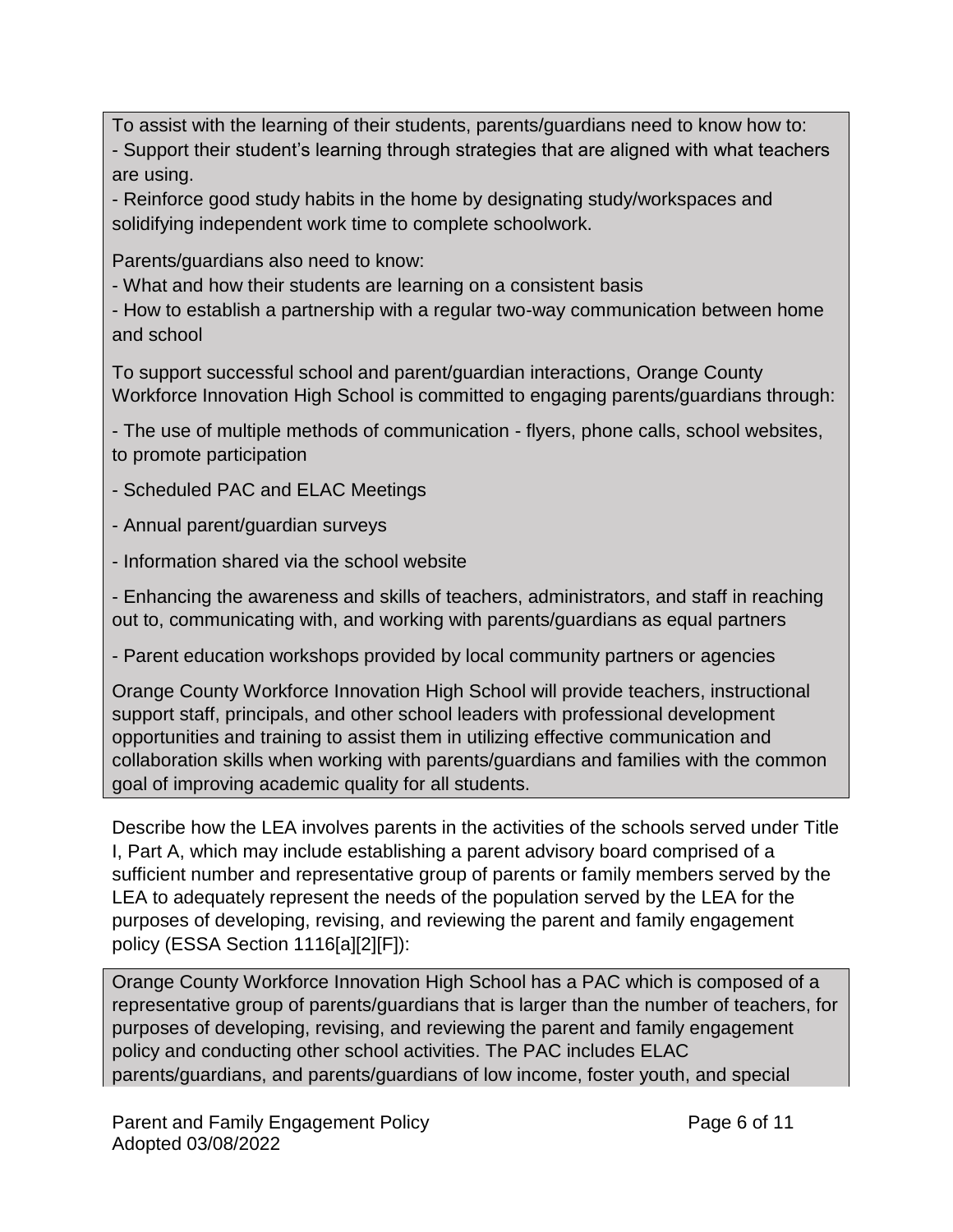To assist with the learning of their students, parents/guardians need to know how to:

- Support their student's learning through strategies that are aligned with what teachers are using.
- Reinforce good study habits in the home by designating study/workspaces and solidifying independent work time to complete schoolwork.

Parents/guardians also need to know:

- What and how their students are learning on a consistent basis
- How to establish a partnership with a regular two-way communication between home and school

To support successful school and parent/guardian interactions, Orange County Workforce Innovation High School is committed to engaging parents/guardians through:

- The use of multiple methods of communication - flyers, phone calls, school websites, to promote participation

- Scheduled PAC and ELAC Meetings

- Annual parent/guardian surveys

- Information shared via the school website

- Enhancing the awareness and skills of teachers, administrators, and staff in reaching out to, communicating with, and working with parents/guardians as equal partners

- Parent education workshops provided by local community partners or agencies

Orange County Workforce Innovation High School will provide teachers, instructional support staff, principals, and other school leaders with professional development opportunities and training to assist them in utilizing effective communication and collaboration skills when working with parents/guardians and families with the common goal of improving academic quality for all students.

Describe how the LEA involves parents in the activities of the schools served under Title I, Part A, which may include establishing a parent advisory board comprised of a sufficient number and representative group of parents or family members served by the LEA to adequately represent the needs of the population served by the LEA for the purposes of developing, revising, and reviewing the parent and family engagement policy (ESSA Section 1116[a][2][F]):

Orange County Workforce Innovation High School has a PAC which is composed of a representative group of parents/guardians that is larger than the number of teachers, for purposes of developing, revising, and reviewing the parent and family engagement policy and conducting other school activities. The PAC includes ELAC parents/guardians, and parents/guardians of low income, foster youth, and special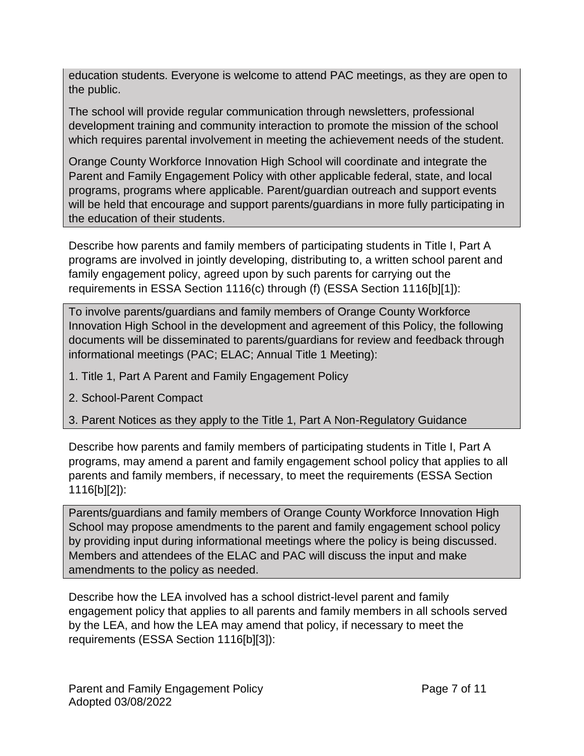education students. Everyone is welcome to attend PAC meetings, as they are open to the public.

The school will provide regular communication through newsletters, professional development training and community interaction to promote the mission of the school which requires parental involvement in meeting the achievement needs of the student.

Orange County Workforce Innovation High School will coordinate and integrate the Parent and Family Engagement Policy with other applicable federal, state, and local programs, programs where applicable. Parent/guardian outreach and support events will be held that encourage and support parents/guardians in more fully participating in the education of their students.

Describe how parents and family members of participating students in Title I, Part A programs are involved in jointly developing, distributing to, a written school parent and family engagement policy, agreed upon by such parents for carrying out the requirements in ESSA Section 1116(c) through (f) (ESSA Section 1116[b][1]):

To involve parents/guardians and family members of Orange County Workforce Innovation High School in the development and agreement of this Policy, the following documents will be disseminated to parents/guardians for review and feedback through informational meetings (PAC; ELAC; Annual Title 1 Meeting):

1. Title 1, Part A Parent and Family Engagement Policy
2. School-Parent Compact
3. Parent Notices as they apply to the Title 1, Part A Non-Regulatory Guidance

Describe how parents and family members of participating students in Title I, Part A programs, may amend a parent and family engagement school policy that applies to all parents and family members, if necessary, to meet the requirements (ESSA Section 1116[b][2]):

Parents/guardians and family members of Orange County Workforce Innovation High School may propose amendments to the parent and family engagement school policy by providing input during informational meetings where the policy is being discussed. Members and attendees of the ELAC and PAC will discuss the input and make amendments to the policy as needed.

Describe how the LEA involved has a school district-level parent and family engagement policy that applies to all parents and family members in all schools served by the LEA, and how the LEA may amend that policy, if necessary to meet the requirements (ESSA Section 1116[b][3]):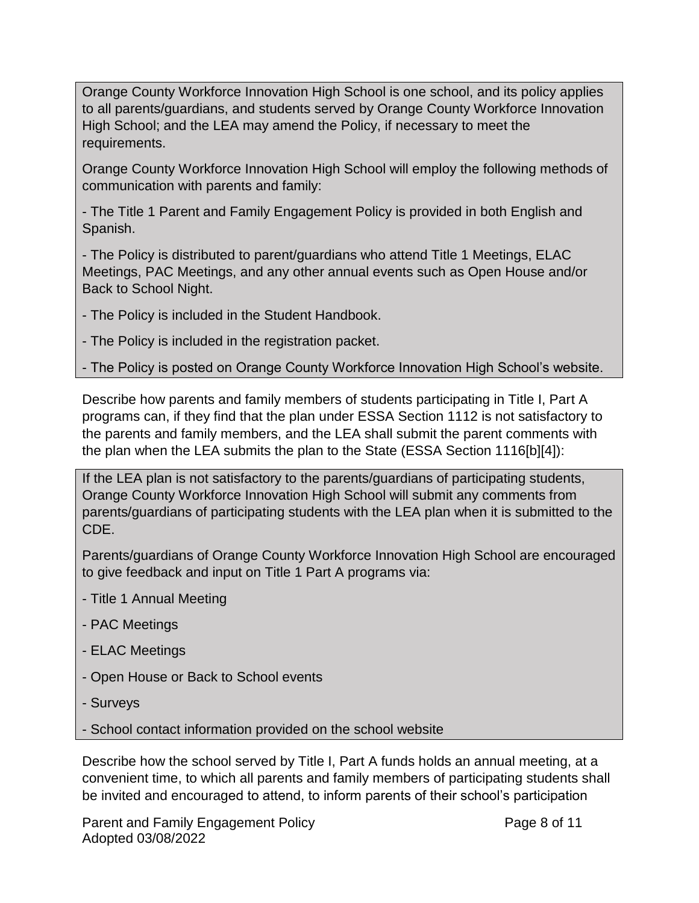Orange County Workforce Innovation High School is one school, and its policy applies to all parents/guardians, and students served by Orange County Workforce Innovation High School; and the LEA may amend the Policy, if necessary to meet the requirements.

Orange County Workforce Innovation High School will employ the following methods of communication with parents and family:

- The Title 1 Parent and Family Engagement Policy is provided in both English and Spanish.
- The Policy is distributed to parent/guardians who attend Title 1 Meetings, ELAC Meetings, PAC Meetings, and any other annual events such as Open House and/or Back to School Night.
- The Policy is included in the Student Handbook.
- The Policy is included in the registration packet.
- The Policy is posted on Orange County Workforce Innovation High School's website.

Describe how parents and family members of students participating in Title I, Part A programs can, if they find that the plan under ESSA Section 1112 is not satisfactory to the parents and family members, and the LEA shall submit the parent comments with the plan when the LEA submits the plan to the State (ESSA Section 1116[b][4]):

If the LEA plan is not satisfactory to the parents/guardians of participating students, Orange County Workforce Innovation High School will submit any comments from parents/guardians of participating students with the LEA plan when it is submitted to the CDE.

Parents/guardians of Orange County Workforce Innovation High School are encouraged to give feedback and input on Title 1 Part A programs via:

- Title 1 Annual Meeting
- PAC Meetings
- ELAC Meetings
- Open House or Back to School events
- Surveys
- School contact information provided on the school website

Describe how the school served by Title I, Part A funds holds an annual meeting, at a convenient time, to which all parents and family members of participating students shall be invited and encouraged to attend, to inform parents of their school's participation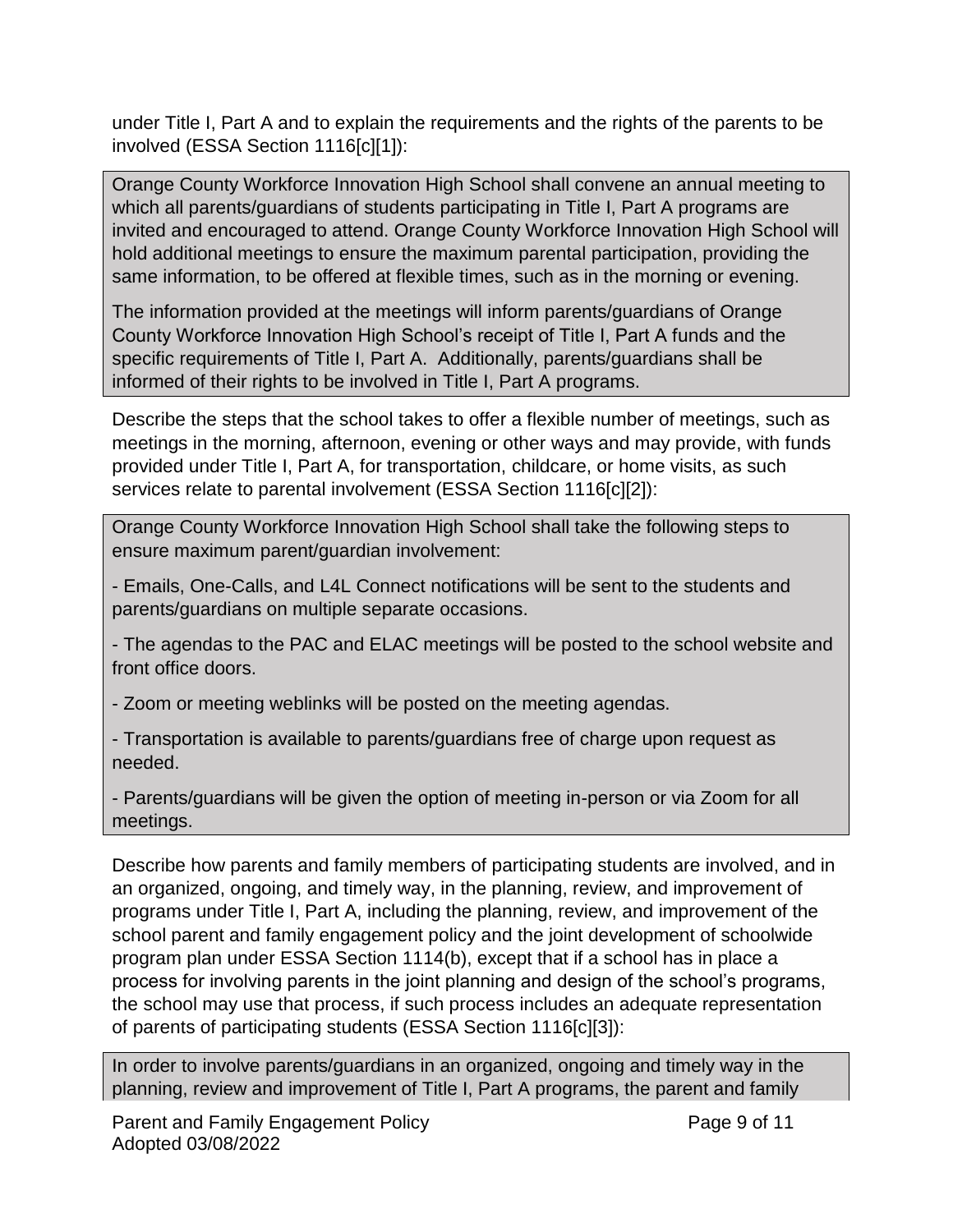under Title I, Part A and to explain the requirements and the rights of the parents to be involved (ESSA Section 1116[c][1]):

> Orange County Workforce Innovation High School shall convene an annual meeting to which all parents/guardians of students participating in Title I, Part A programs are invited and encouraged to attend. Orange County Workforce Innovation High School will hold additional meetings to ensure the maximum parental participation, providing the same information, to be offered at flexible times, such as in the morning or evening.
>
> The information provided at the meetings will inform parents/guardians of Orange County Workforce Innovation High School's receipt of Title I, Part A funds and the specific requirements of Title I, Part A. Additionally, parents/guardians shall be informed of their rights to be involved in Title I, Part A programs.

Describe the steps that the school takes to offer a flexible number of meetings, such as meetings in the morning, afternoon, evening or other ways and may provide, with funds provided under Title I, Part A, for transportation, childcare, or home visits, as such services relate to parental involvement (ESSA Section 1116[c][2]):

> Orange County Workforce Innovation High School shall take the following steps to ensure maximum parent/guardian involvement:
>
> - Emails, One-Calls, and L4L Connect notifications will be sent to the students and parents/guardians on multiple separate occasions.
> - The agendas to the PAC and ELAC meetings will be posted to the school website and front office doors.
> - Zoom or meeting weblinks will be posted on the meeting agendas.
> - Transportation is available to parents/guardians free of charge upon request as needed.
> - Parents/guardians will be given the option of meeting in-person or via Zoom for all meetings.

Describe how parents and family members of participating students are involved, and in an organized, ongoing, and timely way, in the planning, review, and improvement of programs under Title I, Part A, including the planning, review, and improvement of the school parent and family engagement policy and the joint development of schoolwide program plan under ESSA Section 1114(b), except that if a school has in place a process for involving parents in the joint planning and design of the school's programs, the school may use that process, if such process includes an adequate representation of parents of participating students (ESSA Section 1116[c][3]):

> In order to involve parents/guardians in an organized, ongoing and timely way in the planning, review and improvement of Title I, Part A programs, the parent and family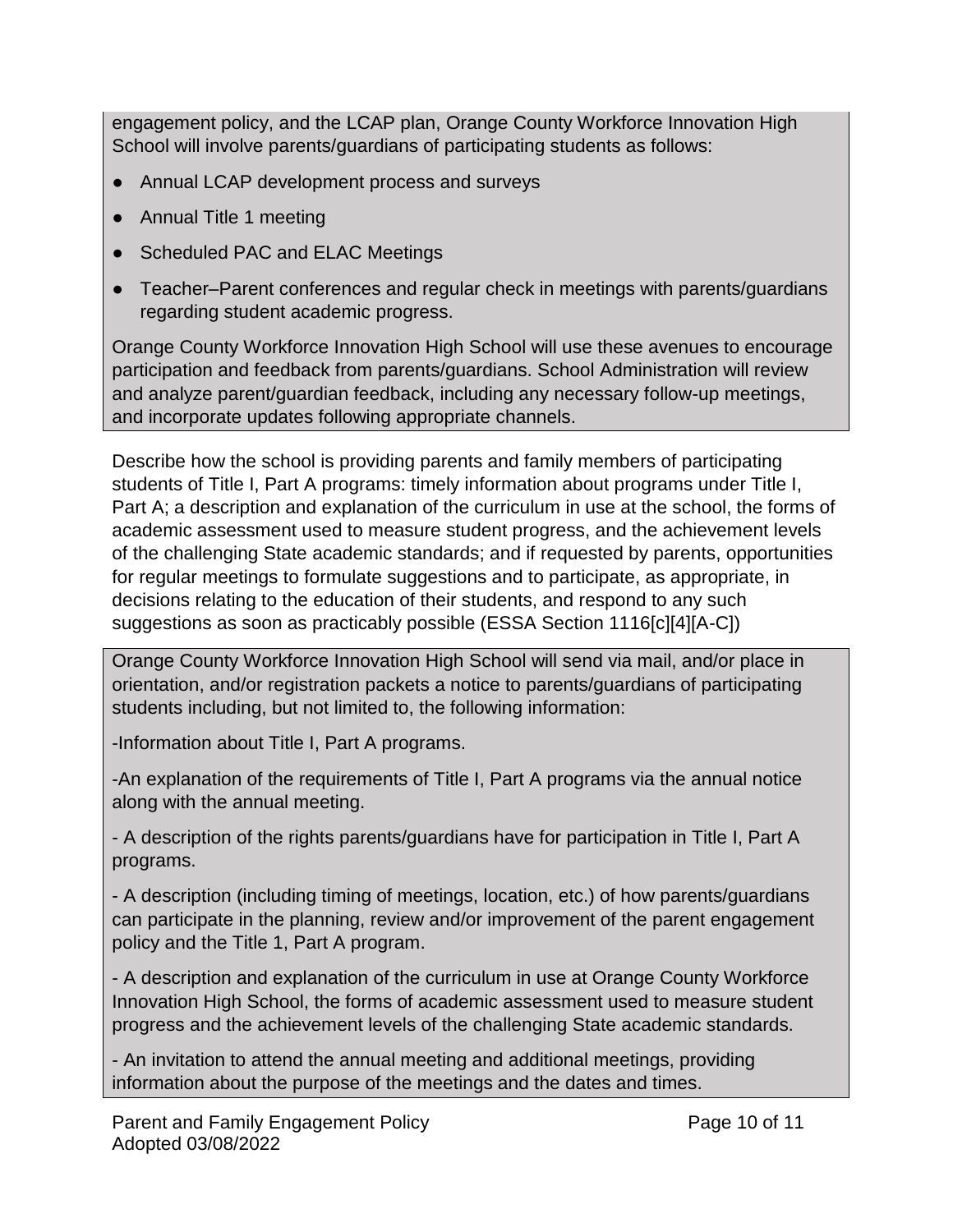engagement policy, and the LCAP plan, Orange County Workforce Innovation High School will involve parents/guardians of participating students as follows:

- Annual LCAP development process and surveys
- Annual Title 1 meeting
- Scheduled PAC and ELAC Meetings
- Teacher–Parent conferences and regular check in meetings with parents/guardians regarding student academic progress.

Orange County Workforce Innovation High School will use these avenues to encourage participation and feedback from parents/guardians. School Administration will review and analyze parent/guardian feedback, including any necessary follow-up meetings, and incorporate updates following appropriate channels.

Describe how the school is providing parents and family members of participating students of Title I, Part A programs: timely information about programs under Title I, Part A; a description and explanation of the curriculum in use at the school, the forms of academic assessment used to measure student progress, and the achievement levels of the challenging State academic standards; and if requested by parents, opportunities for regular meetings to formulate suggestions and to participate, as appropriate, in decisions relating to the education of their students, and respond to any such suggestions as soon as practicably possible (ESSA Section 1116[c][4][A-C])

Orange County Workforce Innovation High School will send via mail, and/or place in orientation, and/or registration packets a notice to parents/guardians of participating students including, but not limited to, the following information:

-Information about Title I, Part A programs.

-An explanation of the requirements of Title I, Part A programs via the annual notice along with the annual meeting.

- A description of the rights parents/guardians have for participation in Title I, Part A programs.

- A description (including timing of meetings, location, etc.) of how parents/guardians can participate in the planning, review and/or improvement of the parent engagement policy and the Title 1, Part A program.

- A description and explanation of the curriculum in use at Orange County Workforce Innovation High School, the forms of academic assessment used to measure student progress and the achievement levels of the challenging State academic standards.

- An invitation to attend the annual meeting and additional meetings, providing information about the purpose of the meetings and the dates and times.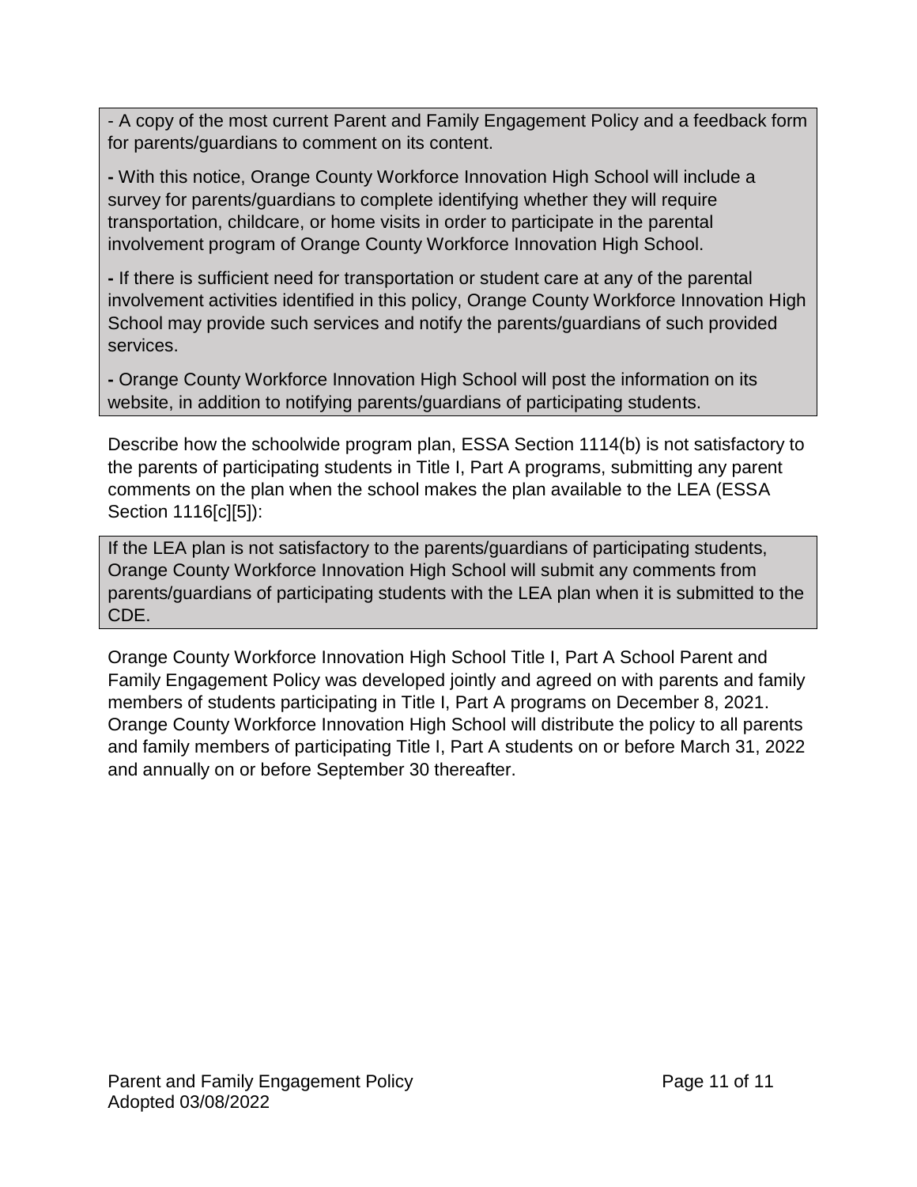- A copy of the most current Parent and Family Engagement Policy and a feedback form for parents/guardians to comment on its content.

- With this notice, Orange County Workforce Innovation High School will include a survey for parents/guardians to complete identifying whether they will require transportation, childcare, or home visits in order to participate in the parental involvement program of Orange County Workforce Innovation High School.

- If there is sufficient need for transportation or student care at any of the parental involvement activities identified in this policy, Orange County Workforce Innovation High School may provide such services and notify the parents/guardians of such provided services.

- Orange County Workforce Innovation High School will post the information on its website, in addition to notifying parents/guardians of participating students.

Describe how the schoolwide program plan, ESSA Section 1114(b) is not satisfactory to the parents of participating students in Title I, Part A programs, submitting any parent comments on the plan when the school makes the plan available to the LEA (ESSA Section 1116[c][5]):

If the LEA plan is not satisfactory to the parents/guardians of participating students, Orange County Workforce Innovation High School will submit any comments from parents/guardians of participating students with the LEA plan when it is submitted to the CDE.

Orange County Workforce Innovation High School Title I, Part A School Parent and Family Engagement Policy was developed jointly and agreed on with parents and family members of students participating in Title I, Part A programs on December 8, 2021. Orange County Workforce Innovation High School will distribute the policy to all parents and family members of participating Title I, Part A students on or before March 31, 2022 and annually on or before September 30 thereafter.